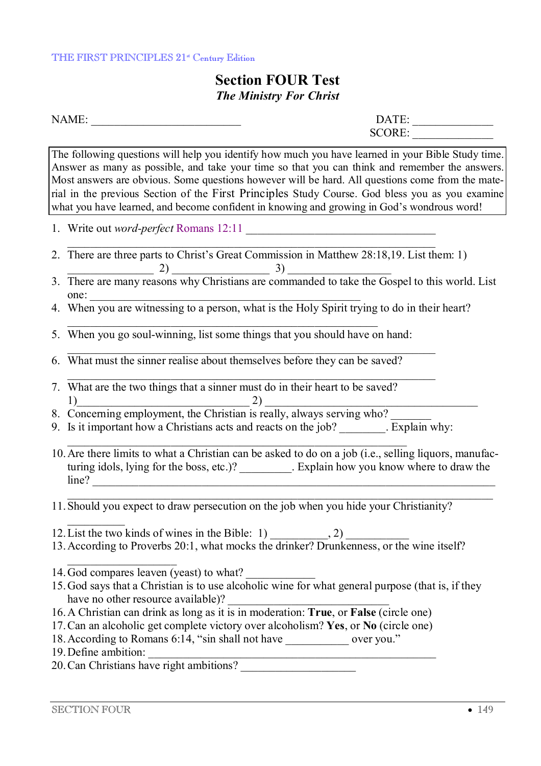# Section FOUR Test

### *The Ministry For Christ*

NAME: ___________________________ DATE: ______________

SCORE: ______________

> The following questions will help you identify how much you have learned in your Bible Study time. Answer as many as possible, and take your time so that you can think and remember the answers. Most answers are obvious. Some questions however will be hard. All questions come from the material in the previous Section of the First Principles Study Course. God bless you as you examine what you have learned, and become confident in knowing and growing in God's wondrous word!

1. Write out *word-perfect* Romans 12:11 ________________________________________
   ________________________________________________________________
2. There are three parts to Christ's Great Commission in Matthew 28:18,19. List them: 1) _______________ 2) _________________ 3) _________________
3. There are many reasons why Christians are commanded to take the Gospel to this world. List one: ________________________________________________
4. When you are witnessing to a person, what is the Holy Spirit trying to do in their heart?
   _______________________________________________________
5. When you go soul-winning, list some things that you should have on hand:
   ________________________________________________________________
6. What must the sinner realise about themselves before they can be saved?
   ________________________________________________________________
7. What are the two things that a sinner must do in their heart to be saved?
   1)______________________________ 2) ______________________________________
8. Concerning employment, the Christian is really, always serving who? _______
9. Is it important how a Christians acts and reacts on the job? ________. Explain why:
   ____________________________________________________________
10. Are there limits to what a Christian can be asked to do on a job (i.e., selling liquors, manufacturing idols, lying for the boss, etc.)? _________. Explain how you know where to draw the line? ______________________________________________________________________
    ___________________________________________________________________________
11. Should you expect to draw persecution on the job when you hide your Christianity?
    __________
12. List the two kinds of wines in the Bible: 1) __________, 2) ___________
13. According to Proverbs 20:1, what mocks the drinker? Drunkenness, or the wine itself?
    ___________________
14. God compares leaven (yeast) to what? ____________
15. God says that a Christian is to use alcoholic wine for what general purpose (that is, if they have no other resource available)? _____________________________
16. A Christian can drink as long as it is in moderation: **True**, or **False** (circle one)
17. Can an alcoholic get complete victory over alcoholism? **Yes**, or **No** (circle one)
18. According to Romans 6:14, "sin shall not have ___________ over you."
19. Define ambition: ___________________________________________________
20. Can Christians have right ambitions? ____________________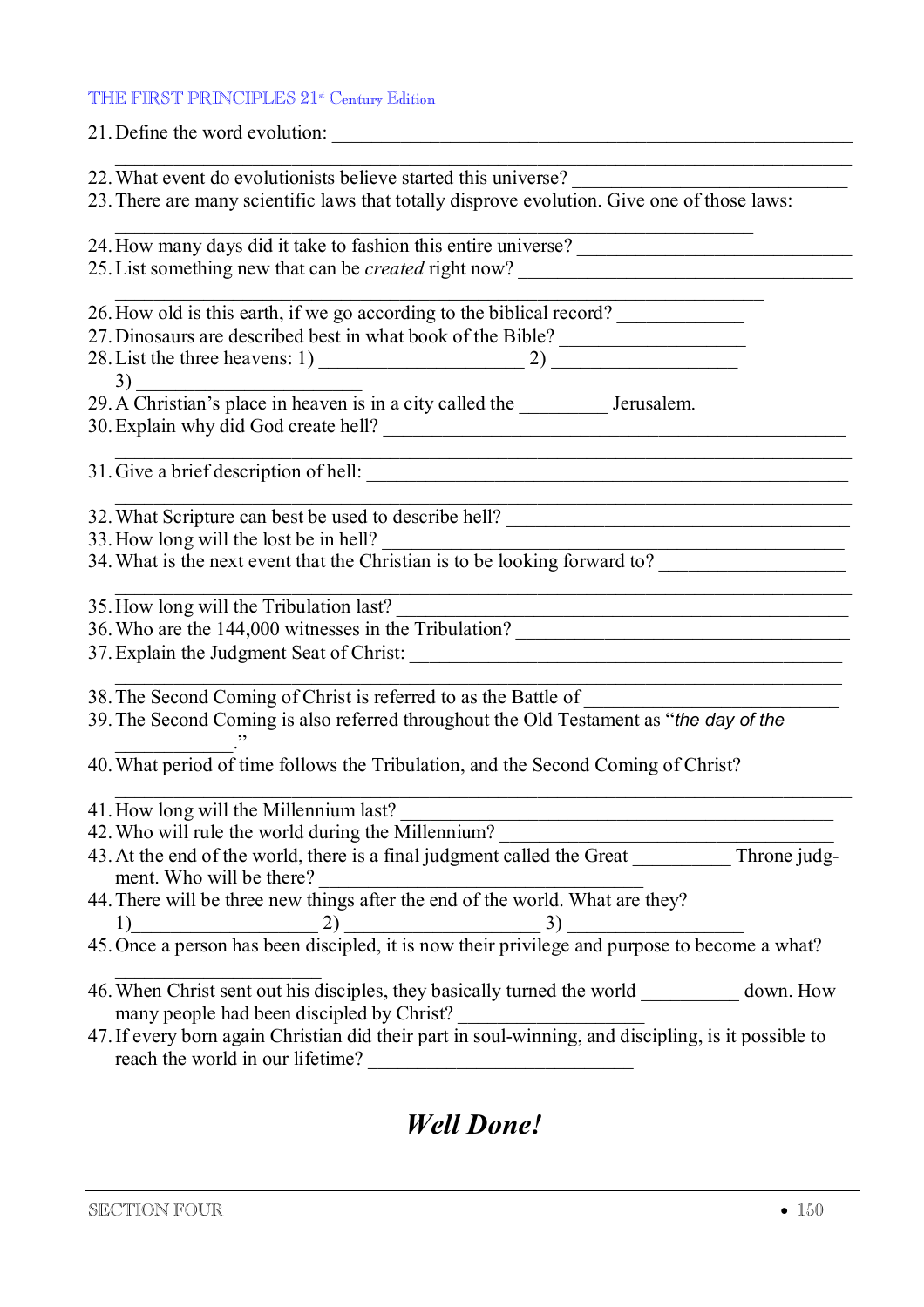21. Define the word evolution: \_\_\_\_\_\_\_\_\_\_\_\_\_\_\_\_\_\_\_\_\_\_\_\_\_\_\_\_\_\_\_\_\_\_\_\_\_\_\_\_\_\_\_\_\_\_\_\_\_\_\_\_\_\_
\_\_\_\_\_\_\_\_\_\_\_\_\_\_\_\_\_\_\_\_\_\_\_\_\_\_\_\_\_\_\_\_\_\_\_\_\_\_\_\_\_\_\_\_\_\_\_\_\_\_\_\_\_\_\_\_\_\_\_\_\_\_\_\_\_\_\_\_\_\_\_\_\_\_\_\_\_\_\_\_
22. What event do evolutionists believe started this universe? \_\_\_\_\_\_\_\_\_\_\_\_\_\_\_\_\_\_\_\_\_\_\_\_\_\_\_\_\_\_
23. There are many scientific laws that totally disprove evolution. Give one of those laws:
\_\_\_\_\_\_\_\_\_\_\_\_\_\_\_\_\_\_\_\_\_\_\_\_\_\_\_\_\_\_\_\_\_\_\_\_\_\_\_\_\_\_\_\_\_\_\_\_\_\_\_\_\_\_\_\_\_\_\_\_\_\_\_\_\_\_\_\_
24. How many days did it take to fashion this entire universe? \_\_\_\_\_\_\_\_\_\_\_\_\_\_\_\_\_\_\_\_\_\_\_\_\_\_\_\_\_\_\_
25. List something new that can be *created* right now? \_\_\_\_\_\_\_\_\_\_\_\_\_\_\_\_\_\_\_\_\_\_\_\_\_\_\_\_\_\_\_\_\_\_\_\_\_\_
\_\_\_\_\_\_\_\_\_\_\_\_\_\_\_\_\_\_\_\_\_\_\_\_\_\_\_\_\_\_\_\_\_\_\_\_\_\_\_\_\_\_\_\_\_\_\_\_\_\_\_\_\_\_\_\_\_\_\_\_\_\_\_\_\_\_\_\_\_\_
26. How old is this earth, if we go according to the biblical record? \_\_\_\_\_\_\_\_\_\_\_\_\_\_
27. Dinosaurs are described best in what book of the Bible? \_\_\_\_\_\_\_\_\_\_\_\_\_\_\_\_\_\_\_\_
28. List the three heavens: 1) \_\_\_\_\_\_\_\_\_\_\_\_\_\_\_\_\_\_\_\_\_\_ 2) \_\_\_\_\_\_\_\_\_\_\_\_\_\_\_\_\_\_\_\_
3) \_\_\_\_\_\_\_\_\_\_\_\_\_\_\_\_\_\_\_\_\_\_\_\_\_
29. A Christian's place in heaven is in a city called the \_\_\_\_\_\_\_\_\_ Jerusalem.
30. Explain why did God create hell? \_\_\_\_\_\_\_\_\_\_\_\_\_\_\_\_\_\_\_\_\_\_\_\_\_\_\_\_\_\_\_\_\_\_\_\_\_\_\_\_\_\_\_\_\_\_\_\_\_\_
\_\_\_\_\_\_\_\_\_\_\_\_\_\_\_\_\_\_\_\_\_\_\_\_\_\_\_\_\_\_\_\_\_\_\_\_\_\_\_\_\_\_\_\_\_\_\_\_\_\_\_\_\_\_\_\_\_\_\_\_\_\_\_\_\_\_\_\_\_\_\_\_\_\_\_\_\_\_\_\_
31. Give a brief description of hell: \_\_\_\_\_\_\_\_\_\_\_\_\_\_\_\_\_\_\_\_\_\_\_\_\_\_\_\_\_\_\_\_\_\_\_\_\_\_\_\_\_\_\_\_\_\_\_\_\_\_\_
\_\_\_\_\_\_\_\_\_\_\_\_\_\_\_\_\_\_\_\_\_\_\_\_\_\_\_\_\_\_\_\_\_\_\_\_\_\_\_\_\_\_\_\_\_\_\_\_\_\_\_\_\_\_\_\_\_\_\_\_\_\_\_\_\_\_\_\_\_\_\_\_\_\_\_\_\_\_\_\_
32. What Scripture can best be used to describe hell? \_\_\_\_\_\_\_\_\_\_\_\_\_\_\_\_\_\_\_\_\_\_\_\_\_\_\_\_\_\_\_\_\_\_\_\_\_\_
33. How long will the lost be in hell? \_\_\_\_\_\_\_\_\_\_\_\_\_\_\_\_\_\_\_\_\_\_\_\_\_\_\_\_\_\_\_\_\_\_\_\_\_\_\_\_\_\_\_\_\_\_\_\_\_\_
34. What is the next event that the Christian is to be looking forward to? \_\_\_\_\_\_\_\_\_\_\_\_\_\_\_\_\_\_\_
\_\_\_\_\_\_\_\_\_\_\_\_\_\_\_\_\_\_\_\_\_\_\_\_\_\_\_\_\_\_\_\_\_\_\_\_\_\_\_\_\_\_\_\_\_\_\_\_\_\_\_\_\_\_\_\_\_\_\_\_\_\_\_\_\_\_\_\_\_\_\_\_\_\_\_\_\_\_\_\_
35. How long will the Tribulation last? \_\_\_\_\_\_\_\_\_\_\_\_\_\_\_\_\_\_\_\_\_\_\_\_\_\_\_\_\_\_\_\_\_\_\_\_\_\_\_\_\_\_\_\_\_\_\_\_\_
36. Who are the 144,000 witnesses in the Tribulation? \_\_\_\_\_\_\_\_\_\_\_\_\_\_\_\_\_\_\_\_\_\_\_\_\_\_\_\_\_\_\_\_\_\_\_\_\_
37. Explain the Judgment Seat of Christ: \_\_\_\_\_\_\_\_\_\_\_\_\_\_\_\_\_\_\_\_\_\_\_\_\_\_\_\_\_\_\_\_\_\_\_\_\_\_\_\_\_\_\_\_\_\_\_\_
\_\_\_\_\_\_\_\_\_\_\_\_\_\_\_\_\_\_\_\_\_\_\_\_\_\_\_\_\_\_\_\_\_\_\_\_\_\_\_\_\_\_\_\_\_\_\_\_\_\_\_\_\_\_\_\_\_\_\_\_\_\_\_\_\_\_\_\_\_\_\_\_\_\_\_\_\_\_\_\_
38. The Second Coming of Christ is referred to as the Battle of \_\_\_\_\_\_\_\_\_\_\_\_\_\_\_\_\_\_\_\_\_\_\_\_\_\_\_\_
39. The Second Coming is also referred throughout the Old Testament as "*the day of the* \_\_\_\_\_\_\_\_\_\_\_\_\_\_."
40. What period of time follows the Tribulation, and the Second Coming of Christ?
\_\_\_\_\_\_\_\_\_\_\_\_\_\_\_\_\_\_\_\_\_\_\_\_\_\_\_\_\_\_\_\_\_\_\_\_\_\_\_\_\_\_\_\_\_\_\_\_\_\_\_\_\_\_\_\_\_\_\_\_\_\_\_\_\_\_\_\_\_\_\_\_\_\_\_\_\_\_\_\_
41. How long will the Millennium last? \_\_\_\_\_\_\_\_\_\_\_\_\_\_\_\_\_\_\_\_\_\_\_\_\_\_\_\_\_\_\_\_\_\_\_\_\_\_\_\_\_\_\_\_\_\_\_\_
42. Who will rule the world during the Millennium? \_\_\_\_\_\_\_\_\_\_\_\_\_\_\_\_\_\_\_\_\_\_\_\_\_\_\_\_\_\_\_\_\_\_\_\_\_\_\_\_
43. At the end of the world, there is a final judgment called the Great \_\_\_\_\_\_\_\_\_\_ Throne judgment. Who will be there? \_\_\_\_\_\_\_\_\_\_\_\_\_\_\_\_\_\_\_\_\_\_\_\_\_\_\_\_\_\_\_\_\_\_\_\_\_\_\_\_\_\_\_\_\_
44. There will be three new things after the end of the world. What are they?
1)\_\_\_\_\_\_\_\_\_\_\_\_\_\_\_\_\_\_\_\_\_\_ 2) \_\_\_\_\_\_\_\_\_\_\_\_\_\_\_\_\_\_\_\_\_\_\_\_ 3) \_\_\_\_\_\_\_\_\_\_\_\_\_\_\_\_\_\_\_
45. Once a person has been discipled, it is now their privilege and purpose to become a what?
\_\_\_\_\_\_\_\_\_\_\_\_\_\_\_\_\_\_\_\_\_\_\_\_\_\_
46. When Christ sent out his disciples, they basically turned the world \_\_\_\_\_\_\_\_\_\_ down. How many people had been discipled by Christ? \_\_\_\_\_\_\_\_\_\_\_\_\_\_\_\_\_\_\_\_\_\_
47. If every born again Christian did their part in soul-winning, and discipling, is it possible to reach the world in our lifetime? \_\_\_\_\_\_\_\_\_\_\_\_\_\_\_\_\_\_\_\_\_\_\_\_\_\_\_\_\_\_\_\_

## *Well Done!*